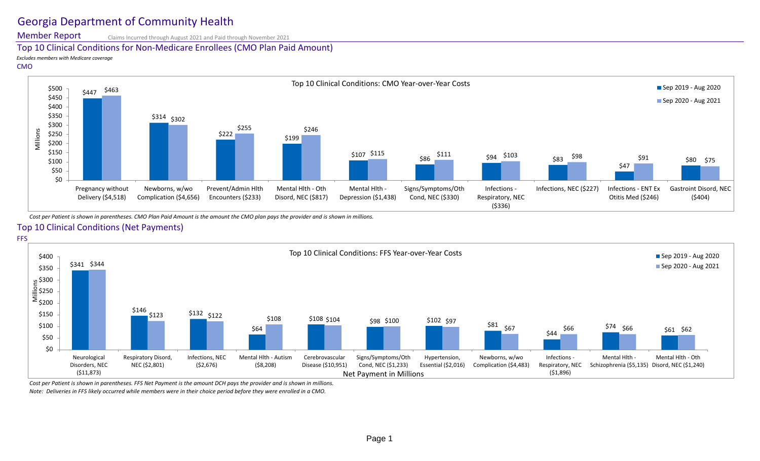# Georgia Department of Community Health

## Member Report

Claims Incurred through August 2021 and Paid through November 2021

### Top 10 Clinical Conditions for Non-Medicare Enrollees (CMO Plan Paid Amount)

*Excludes members with Medicare coverage*

CMO

**Top 10 Clinical Conditions: CMO Year-over-Year Costs** (Millions)

| Clinical Condition | Sep 2019 - Aug 2020 | Sep 2020 - Aug 2021 |
|---|---|---|
| Pregnancy without Delivery ($4,518) | $447 | $463 |
| Newborns, w/wo Complication ($4,656) | $314 | $302 |
| Prevent/Admin Hlth Encounters ($233) | $222 | $255 |
| Mental Hlth - Oth Disord, NEC ($817) | $199 | $246 |
| Mental Hlth - Depression ($1,438) | $107 | $115 |
| Signs/Symptoms/Oth Cond, NEC ($330) | $86 | $111 |
| Infections - Respiratory, NEC ($336) | $94 | $103 |
| Infections, NEC ($227) | $83 | $98 |
| Infections - ENT Ex Otitis Med ($246) | $47 | $91 |
| Gastroint Disord, NEC ($404) | $80 | $75 |

*Cost per Patient is shown in parentheses. CMO Plan Paid Amount is the amount the CMO plan pays the provider and is shown in millions.*

### Top 10 Clinical Conditions (Net Payments)

FFS

**Top 10 Clinical Conditions: FFS Year-over-Year Costs** (Net Payment in Millions)

| Clinical Condition | Sep 2019 - Aug 2020 | Sep 2020 - Aug 2021 |
|---|---|---|
| Neurological Disorders, NEC ($11,873) | $341 | $344 |
| Respiratory Disord, NEC ($2,801) | $146 | $123 |
| Infections, NEC ($2,676) | $132 | $122 |
| Mental Hlth - Autism ($8,208) | $64 | $108 |
| Cerebrovascular Disease ($10,951) | $108 | $104 |
| Signs/Symptoms/Oth Cond, NEC ($1,233) | $98 | $100 |
| Hypertension, Essential ($2,016) | $102 | $97 |
| Newborns, w/wo Complication ($4,483) | $81 | $67 |
| Infections - Respiratory, NEC ($1,896) | $44 | $66 |
| Mental Hlth - Schizophrenia ($5,135) | $74 | $66 |
| Mental Hlth - Oth Disord, NEC ($1,240) | $61 | $62 |

*Cost per Patient is shown in parentheses. FFS Net Payment is the amount DCH pays the provider and is shown in millions.*

*Note: Deliveries in FFS likely occurred while members were in their choice period before they were enrolled in a CMO.*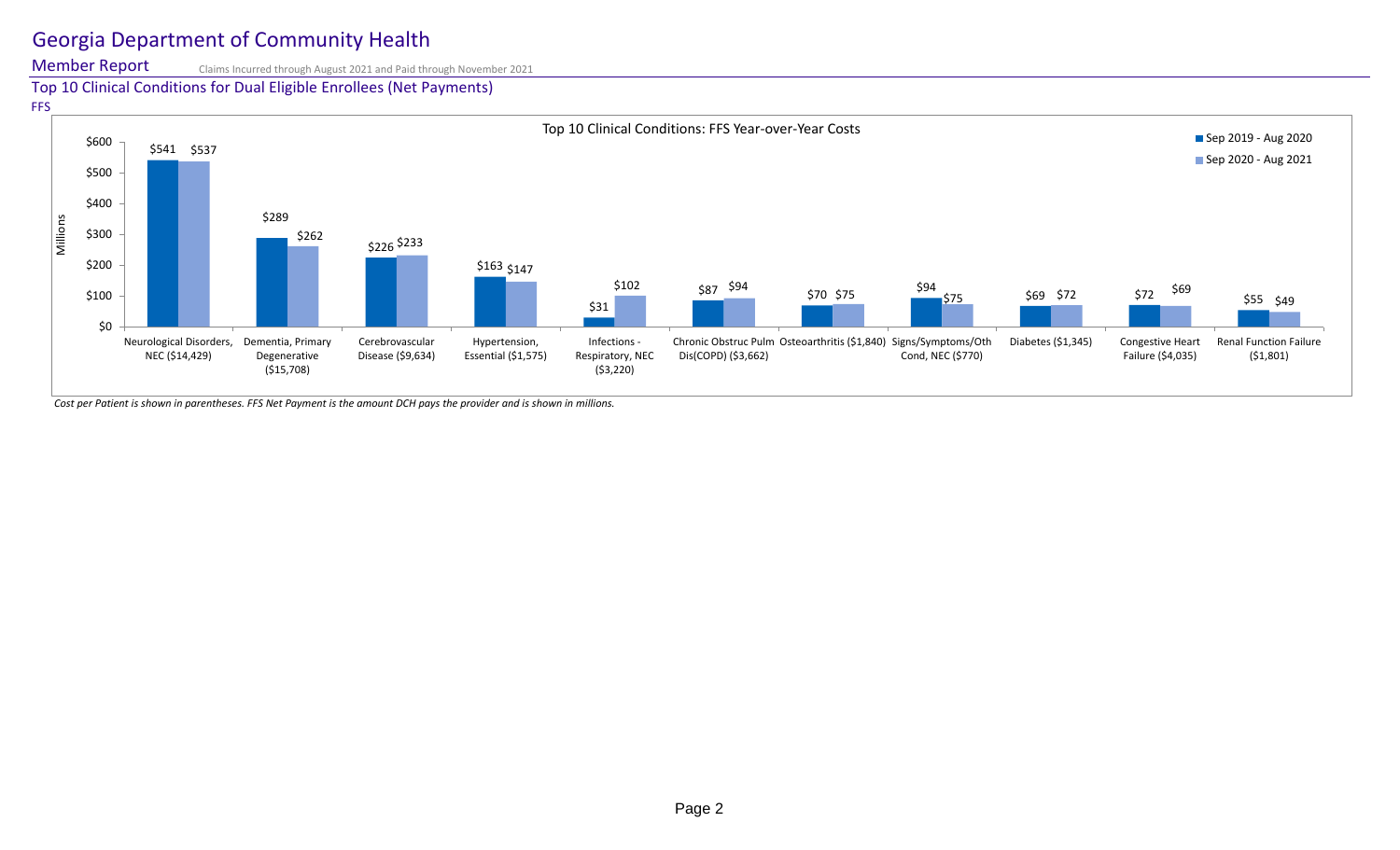# Georgia Department of Community Health

## Member Report

Claims Incurred through August 2021 and Paid through November 2021

### Top 10 Clinical Conditions for Dual Eligible Enrollees (Net Payments)

FFS

Top 10 Clinical Conditions: FFS Year-over-Year Costs

Sep 2019 - Aug 2020
Sep 2020 - Aug 2021

Millions

$600
$500
$400
$300
$200
$100
$0

Neurological Disorders, NEC ($14,429): $541 $537
Dementia, Primary Degenerative ($15,708): $289 $262
Cerebrovascular Disease ($9,634): $226 $233
Hypertension, Essential ($1,575): $163 $147
Infections - Respiratory, NEC ($3,220): $31 $102
Chronic Obstruc Pulm Dis(COPD) ($3,662): $87 $94
Osteoarthritis ($1,840): $70 $75
Signs/Symptoms/Oth Cond, NEC ($770): $94 $75
Diabetes ($1,345): $69 $72
Congestive Heart Failure ($4,035): $72 $69
Renal Function Failure ($1,801): $55 $49

*Cost per Patient is shown in parentheses. FFS Net Payment is the amount DCH pays the provider and is shown in millions.*